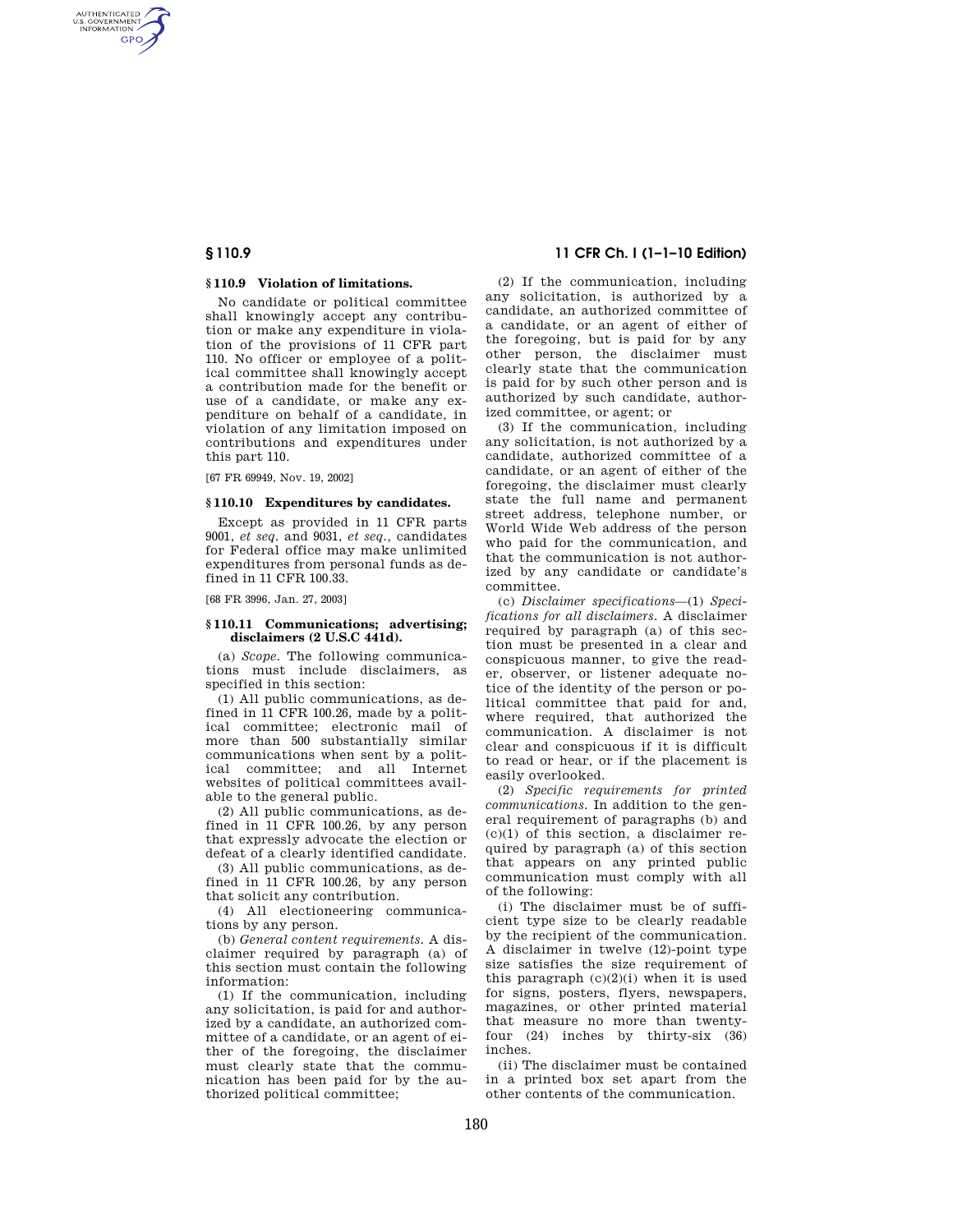## § 110.9 Violation of limitations.

No candidate or political committee shall knowingly accept any contribution or make any expenditure in violation of the provisions of 11 CFR part 110. No officer or employee of a political committee shall knowingly accept a contribution made for the benefit or use of a candidate, or make any expenditure on behalf of a candidate, in violation of any limitation imposed on contributions and expenditures under this part 110.

[67 FR 69949, Nov. 19, 2002]

## § 110.10 Expenditures by candidates.

Except as provided in 11 CFR parts 9001, *et seq.* and 9031, *et seq.*, candidates for Federal office may make unlimited expenditures from personal funds as defined in 11 CFR 100.33.

[68 FR 3996, Jan. 27, 2003]

## § 110.11 Communications; advertising; disclaimers (2 U.S.C 441d).

(a) *Scope.* The following communications must include disclaimers, as specified in this section:

(1) All public communications, as defined in 11 CFR 100.26, made by a political committee; electronic mail of more than 500 substantially similar communications when sent by a political committee; and all Internet websites of political committees available to the general public.

(2) All public communications, as defined in 11 CFR 100.26, by any person that expressly advocate the election or defeat of a clearly identified candidate.

(3) All public communications, as defined in 11 CFR 100.26, by any person that solicit any contribution.

(4) All electioneering communications by any person.

(b) *General content requirements.* A disclaimer required by paragraph (a) of this section must contain the following information:

(1) If the communication, including any solicitation, is paid for and authorized by a candidate, an authorized committee of a candidate, or an agent of either of the foregoing, the disclaimer must clearly state that the communication has been paid for by the authorized political committee;

(2) If the communication, including any solicitation, is authorized by a candidate, an authorized committee of a candidate, or an agent of either of the foregoing, but is paid for by any other person, the disclaimer must clearly state that the communication is paid for by such other person and is authorized by such candidate, authorized committee, or agent; or

(3) If the communication, including any solicitation, is not authorized by a candidate, authorized committee of a candidate, or an agent of either of the foregoing, the disclaimer must clearly state the full name and permanent street address, telephone number, or World Wide Web address of the person who paid for the communication, and that the communication is not authorized by any candidate or candidate's committee.

(c) *Disclaimer specifications*—(1) *Specifications for all disclaimers.* A disclaimer required by paragraph (a) of this section must be presented in a clear and conspicuous manner, to give the reader, observer, or listener adequate notice of the identity of the person or political committee that paid for and, where required, that authorized the communication. A disclaimer is not clear and conspicuous if it is difficult to read or hear, or if the placement is easily overlooked.

(2) *Specific requirements for printed communications.* In addition to the general requirement of paragraphs (b) and (c)(1) of this section, a disclaimer required by paragraph (a) of this section that appears on any printed public communication must comply with all of the following:

(i) The disclaimer must be of sufficient type size to be clearly readable by the recipient of the communication. A disclaimer in twelve (12)-point type size satisfies the size requirement of this paragraph (c)(2)(i) when it is used for signs, posters, flyers, newspapers, magazines, or other printed material that measure no more than twenty-four (24) inches by thirty-six (36) inches.

(ii) The disclaimer must be contained in a printed box set apart from the other contents of the communication.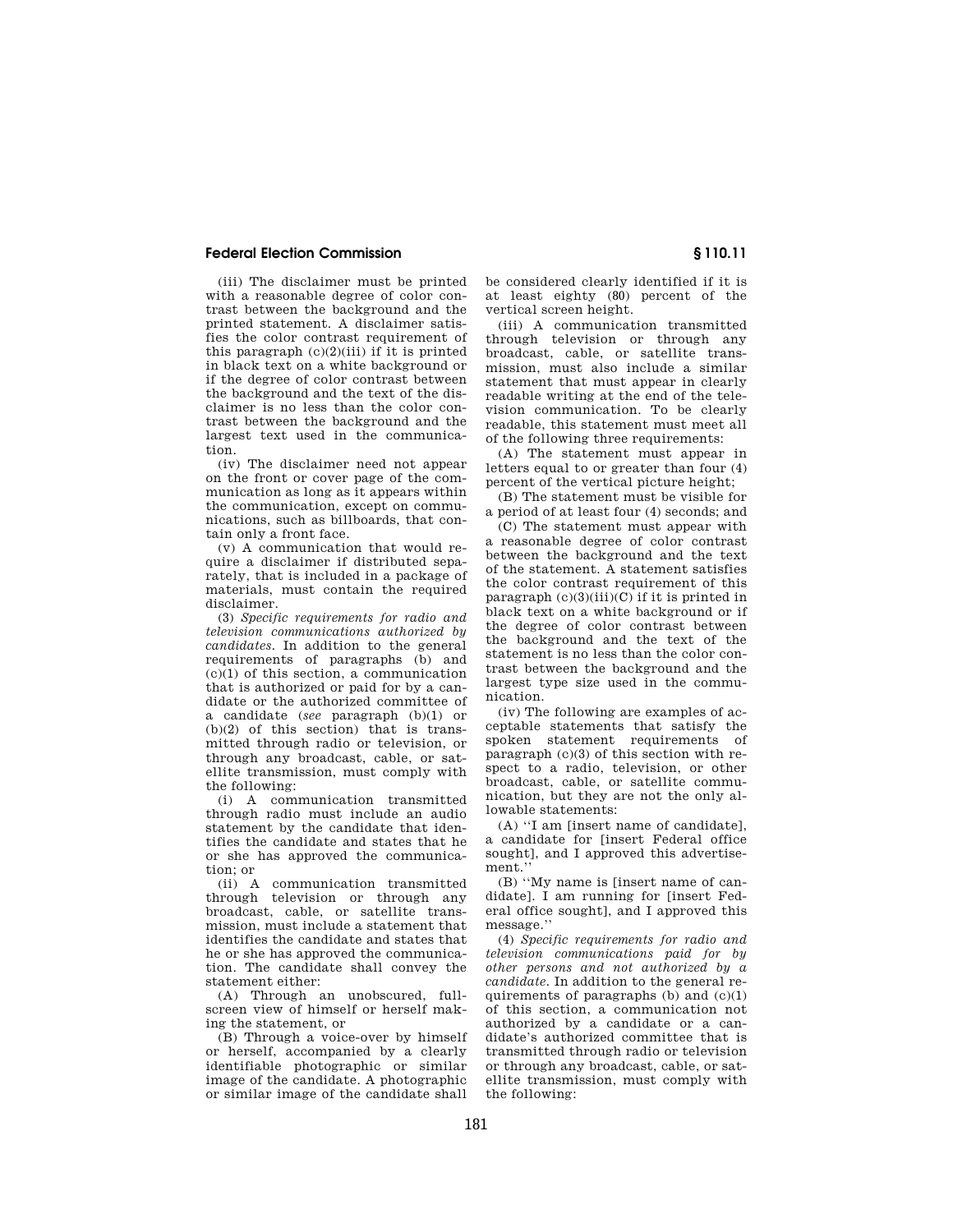(iii) The disclaimer must be printed with a reasonable degree of color contrast between the background and the printed statement. A disclaimer satisfies the color contrast requirement of this paragraph (c)(2)(iii) if it is printed in black text on a white background or if the degree of color contrast between the background and the text of the disclaimer is no less than the color contrast between the background and the largest text used in the communication.

(iv) The disclaimer need not appear on the front or cover page of the communication as long as it appears within the communication, except on communications, such as billboards, that contain only a front face.

(v) A communication that would require a disclaimer if distributed separately, that is included in a package of materials, must contain the required disclaimer.

(3) *Specific requirements for radio and television communications authorized by candidates.* In addition to the general requirements of paragraphs (b) and (c)(1) of this section, a communication that is authorized or paid for by a candidate or the authorized committee of a candidate (*see* paragraph (b)(1) or (b)(2) of this section) that is transmitted through radio or television, or through any broadcast, cable, or satellite transmission, must comply with the following:

(i) A communication transmitted through radio must include an audio statement by the candidate that identifies the candidate and states that he or she has approved the communication; or

(ii) A communication transmitted through television or through any broadcast, cable, or satellite transmission, must include a statement that identifies the candidate and states that he or she has approved the communication. The candidate shall convey the statement either:

(A) Through an unobscured, full-screen view of himself or herself making the statement, or

(B) Through a voice-over by himself or herself, accompanied by a clearly identifiable photographic or similar image of the candidate. A photographic or similar image of the candidate shall be considered clearly identified if it is at least eighty (80) percent of the vertical screen height.

(iii) A communication transmitted through television or through any broadcast, cable, or satellite transmission, must also include a similar statement that must appear in clearly readable writing at the end of the television communication. To be clearly readable, this statement must meet all of the following three requirements:

(A) The statement must appear in letters equal to or greater than four (4) percent of the vertical picture height;

(B) The statement must be visible for a period of at least four (4) seconds; and

(C) The statement must appear with a reasonable degree of color contrast between the background and the text of the statement. A statement satisfies the color contrast requirement of this paragraph (c)(3)(iii)(C) if it is printed in black text on a white background or if the degree of color contrast between the background and the text of the statement is no less than the color contrast between the background and the largest type size used in the communication.

(iv) The following are examples of acceptable statements that satisfy the spoken statement requirements of paragraph (c)(3) of this section with respect to a radio, television, or other broadcast, cable, or satellite communication, but they are not the only allowable statements:

(A) ''I am [insert name of candidate], a candidate for [insert Federal office sought], and I approved this advertisement.''

(B) ''My name is [insert name of candidate]. I am running for [insert Federal office sought], and I approved this message.''

(4) *Specific requirements for radio and television communications paid for by other persons and not authorized by a candidate.* In addition to the general requirements of paragraphs (b) and (c)(1) of this section, a communication not authorized by a candidate or a candidate's authorized committee that is transmitted through radio or television or through any broadcast, cable, or satellite transmission, must comply with the following: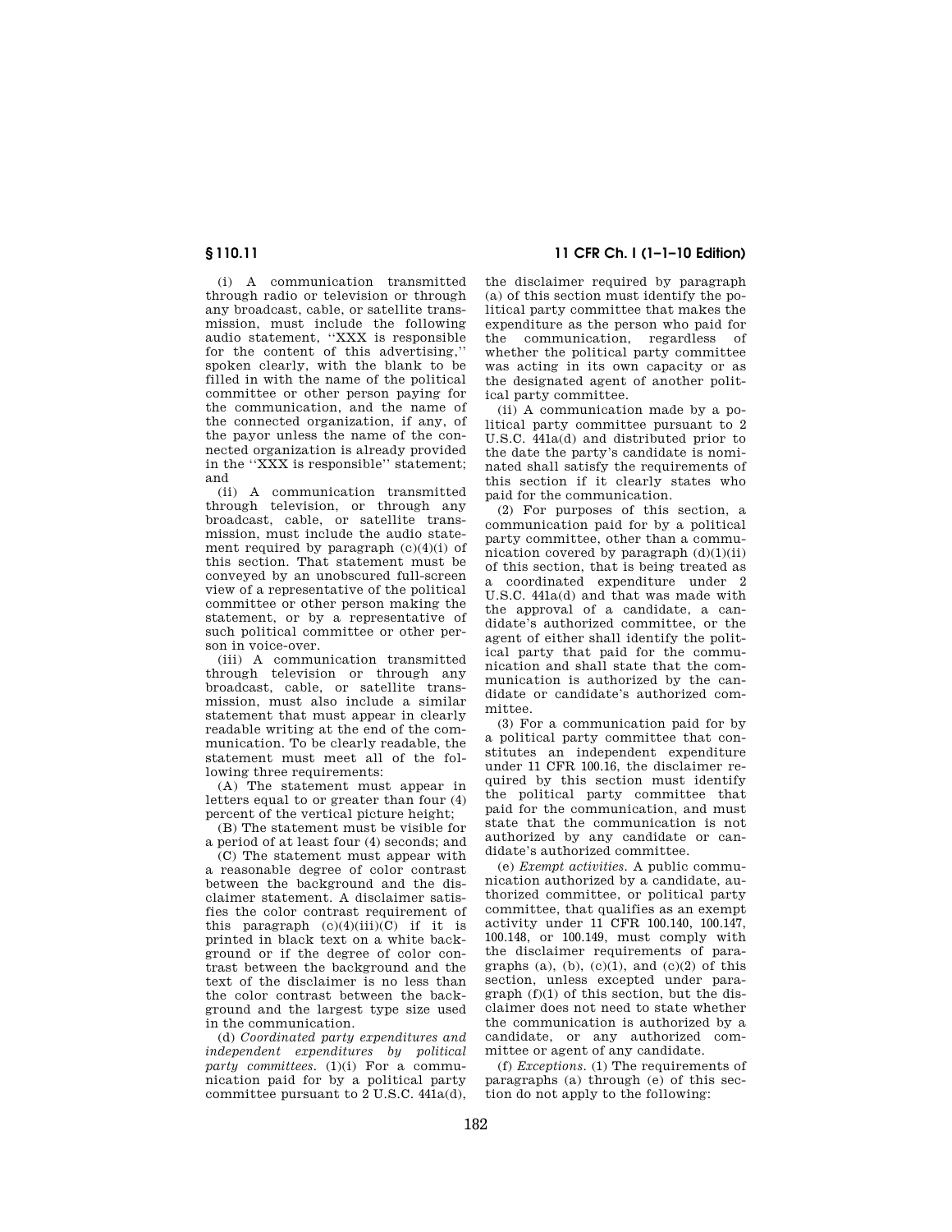(i) A communication transmitted through radio or television or through any broadcast, cable, or satellite transmission, must include the following audio statement, ''XXX is responsible for the content of this advertising,'' spoken clearly, with the blank to be filled in with the name of the political committee or other person paying for the communication, and the name of the connected organization, if any, of the payor unless the name of the connected organization is already provided in the ''XXX is responsible'' statement; and

(ii) A communication transmitted through television, or through any broadcast, cable, or satellite transmission, must include the audio statement required by paragraph (c)(4)(i) of this section. That statement must be conveyed by an unobscured full-screen view of a representative of the political committee or other person making the statement, or by a representative of such political committee or other person in voice-over.

(iii) A communication transmitted through television or through any broadcast, cable, or satellite transmission, must also include a similar statement that must appear in clearly readable writing at the end of the communication. To be clearly readable, the statement must meet all of the following three requirements:

(A) The statement must appear in letters equal to or greater than four (4) percent of the vertical picture height;

(B) The statement must be visible for a period of at least four (4) seconds; and

(C) The statement must appear with a reasonable degree of color contrast between the background and the disclaimer statement. A disclaimer satisfies the color contrast requirement of this paragraph (c)(4)(iii)(C) if it is printed in black text on a white background or if the degree of color contrast between the background and the text of the disclaimer is no less than the color contrast between the background and the largest type size used in the communication.

(d) *Coordinated party expenditures and independent expenditures by political party committees.* (1)(i) For a communication paid for by a political party committee pursuant to 2 U.S.C. 441a(d), the disclaimer required by paragraph (a) of this section must identify the political party committee that makes the expenditure as the person who paid for the communication, regardless of whether the political party committee was acting in its own capacity or as the designated agent of another political party committee.

(ii) A communication made by a political party committee pursuant to 2 U.S.C. 441a(d) and distributed prior to the date the party's candidate is nominated shall satisfy the requirements of this section if it clearly states who paid for the communication.

(2) For purposes of this section, a communication paid for by a political party committee, other than a communication covered by paragraph (d)(1)(ii) of this section, that is being treated as a coordinated expenditure under 2 U.S.C. 441a(d) and that was made with the approval of a candidate, a candidate's authorized committee, or the agent of either shall identify the political party that paid for the communication and shall state that the communication is authorized by the candidate or candidate's authorized committee.

(3) For a communication paid for by a political party committee that constitutes an independent expenditure under 11 CFR 100.16, the disclaimer required by this section must identify the political party committee that paid for the communication, and must state that the communication is not authorized by any candidate or candidate's authorized committee.

(e) *Exempt activities.* A public communication authorized by a candidate, authorized committee, or political party committee, that qualifies as an exempt activity under 11 CFR 100.140, 100.147, 100.148, or 100.149, must comply with the disclaimer requirements of paragraphs (a), (b), (c)(1), and (c)(2) of this section, unless excepted under paragraph (f)(1) of this section, but the disclaimer does not need to state whether the communication is authorized by a candidate, or any authorized committee or agent of any candidate.

(f) *Exceptions.* (1) The requirements of paragraphs (a) through (e) of this section do not apply to the following: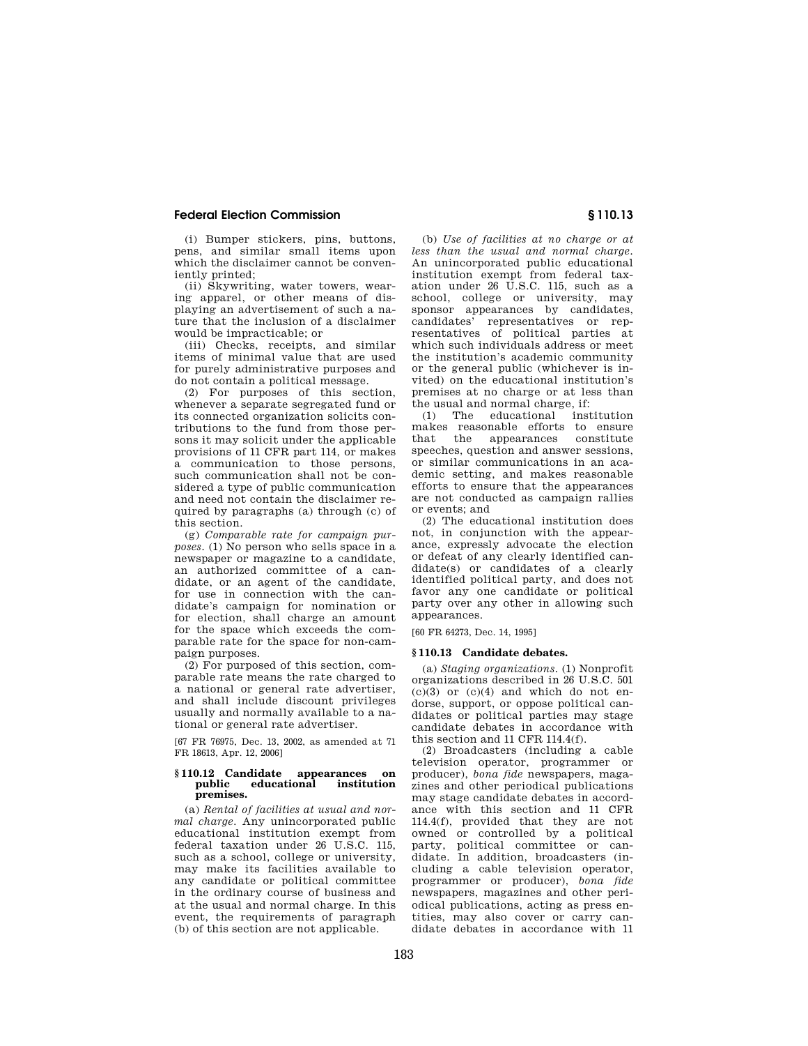(i) Bumper stickers, pins, buttons, pens, and similar small items upon which the disclaimer cannot be conveniently printed;

(ii) Skywriting, water towers, wearing apparel, or other means of displaying an advertisement of such a nature that the inclusion of a disclaimer would be impracticable; or

(iii) Checks, receipts, and similar items of minimal value that are used for purely administrative purposes and do not contain a political message.

(2) For purposes of this section, whenever a separate segregated fund or its connected organization solicits contributions to the fund from those persons it may solicit under the applicable provisions of 11 CFR part 114, or makes a communication to those persons, such communication shall not be considered a type of public communication and need not contain the disclaimer required by paragraphs (a) through (c) of this section.

(g) *Comparable rate for campaign purposes*. (1) No person who sells space in a newspaper or magazine to a candidate, an authorized committee of a candidate, or an agent of the candidate, for use in connection with the candidate's campaign for nomination or for election, shall charge an amount for the space which exceeds the comparable rate for the space for non-campaign purposes.

(2) For purposed of this section, comparable rate means the rate charged to a national or general rate advertiser, and shall include discount privileges usually and normally available to a national or general rate advertiser.

[67 FR 76975, Dec. 13, 2002, as amended at 71 FR 18613, Apr. 12, 2006]

### § 110.12 Candidate appearances on public educational institution premises.

(a) *Rental of facilities at usual and normal charge*. Any unincorporated public educational institution exempt from federal taxation under 26 U.S.C. 115, such as a school, college or university, may make its facilities available to any candidate or political committee in the ordinary course of business and at the usual and normal charge. In this event, the requirements of paragraph (b) of this section are not applicable.

(b) *Use of facilities at no charge or at less than the usual and normal charge*. An unincorporated public educational institution exempt from federal taxation under 26 U.S.C. 115, such as a school, college or university, may sponsor appearances by candidates, candidates' representatives or representatives of political parties at which such individuals address or meet the institution's academic community or the general public (whichever is invited) on the educational institution's premises at no charge or at less than the usual and normal charge, if:

(1) The educational institution makes reasonable efforts to ensure that the appearances constitute speeches, question and answer sessions, or similar communications in an academic setting, and makes reasonable efforts to ensure that the appearances are not conducted as campaign rallies or events; and

(2) The educational institution does not, in conjunction with the appearance, expressly advocate the election or defeat of any clearly identified candidate(s) or candidates of a clearly identified political party, and does not favor any one candidate or political party over any other in allowing such appearances.

[60 FR 64273, Dec. 14, 1995]

### § 110.13 Candidate debates.

(a) *Staging organizations*. (1) Nonprofit organizations described in 26 U.S.C. 501 (c)(3) or (c)(4) and which do not endorse, support, or oppose political candidates or political parties may stage candidate debates in accordance with this section and 11 CFR 114.4(f).

(2) Broadcasters (including a cable television operator, programmer or producer), *bona fide* newspapers, magazines and other periodical publications may stage candidate debates in accordance with this section and 11 CFR 114.4(f), provided that they are not owned or controlled by a political party, political committee or candidate. In addition, broadcasters (including a cable television operator, programmer or producer), *bona fide* newspapers, magazines and other periodical publications, acting as press entities, may also cover or carry candidate debates in accordance with 11